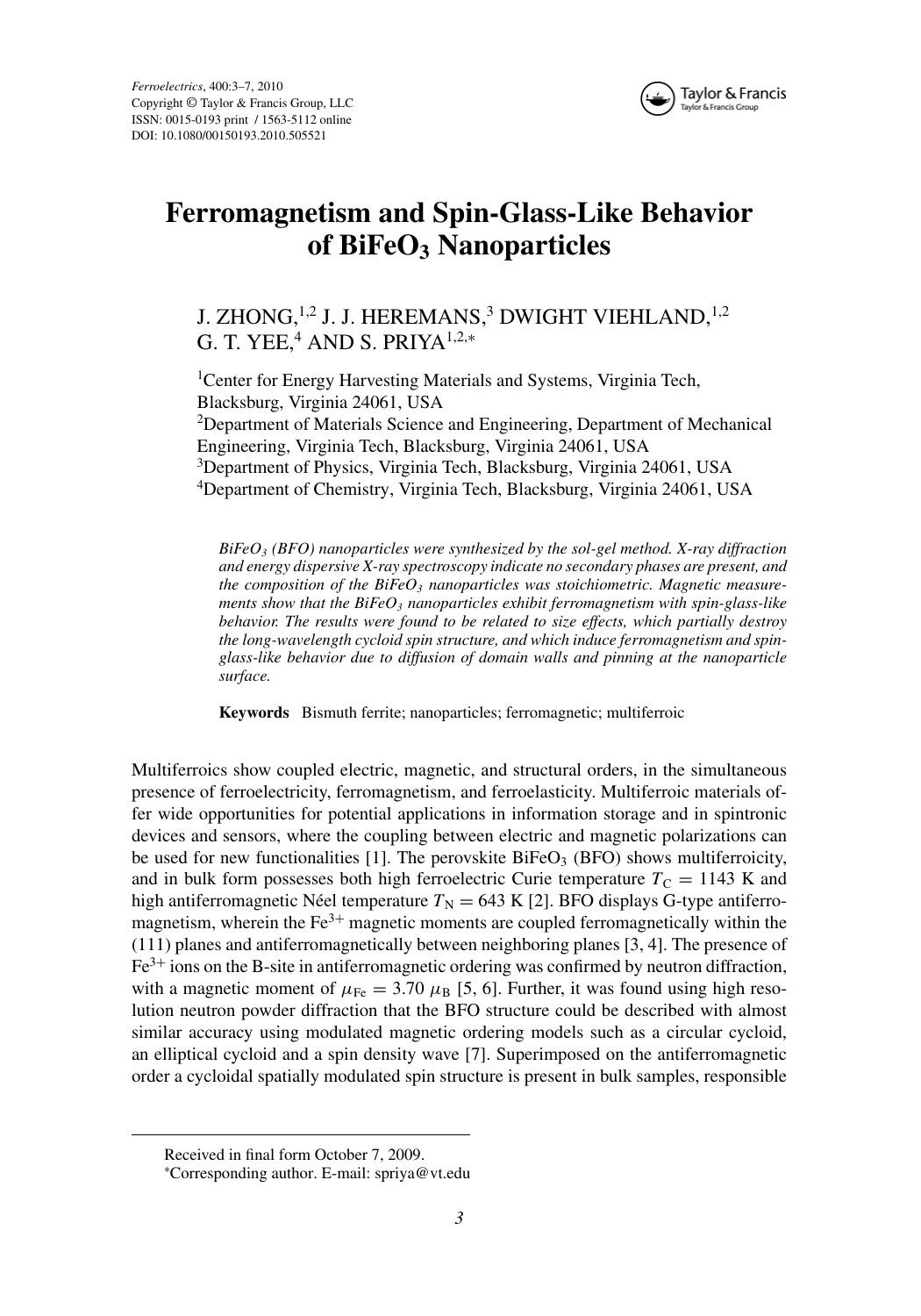# Ferromagnetism and Spin-Glass-Like Behavior of $BiFeO_3$ Nanoparticles

J. ZHONG,[1,2] J. J. HEREMANS,[3] DWIGHT VIEHLAND,[1,2] G. T. YEE,[4] AND S. PRIYA[1,2,*]

[1]Center for Energy Harvesting Materials and Systems, Virginia Tech, Blacksburg, Virginia 24061, USA

[2]Department of Materials Science and Engineering, Department of Mechanical Engineering, Virginia Tech, Blacksburg, Virginia 24061, USA

[3]Department of Physics, Virginia Tech, Blacksburg, Virginia 24061, USA

[4]Department of Chemistry, Virginia Tech, Blacksburg, Virginia 24061, USA

*$BiFeO_3$ (BFO) nanoparticles were synthesized by the sol-gel method. X-ray diffraction and energy dispersive X-ray spectroscopy indicate no secondary phases are present, and the composition of the $BiFeO_3$ nanoparticles was stoichiometric. Magnetic measurements show that the $BiFeO_3$ nanoparticles exhibit ferromagnetism with spin-glass-like behavior. The results were found to be related to size effects, which partially destroy the long-wavelength cycloid spin structure, and which induce ferromagnetism and spin-glass-like behavior due to diffusion of domain walls and pinning at the nanoparticle surface.*

**Keywords** Bismuth ferrite; nanoparticles; ferromagnetic; multiferroic

Multiferroics show coupled electric, magnetic, and structural orders, in the simultaneous presence of ferroelectricity, ferromagnetism, and ferroelasticity. Multiferroic materials offer wide opportunities for potential applications in information storage and in spintronic devices and sensors, where the coupling between electric and magnetic polarizations can be used for new functionalities [1]. The perovskite $BiFeO_3$ (BFO) shows multiferroicity, and in bulk form possesses both high ferroelectric Curie temperature $T_C = 1143$ K and high antiferromagnetic Néel temperature $T_N = 643$ K [2]. BFO displays G-type antiferromagnetism, wherein the $Fe^{3+}$ magnetic moments are coupled ferromagnetically within the (111) planes and antiferromagnetically between neighboring planes [3, 4]. The presence of $Fe^{3+}$ ions on the B-site in antiferromagnetic ordering was confirmed by neutron diffraction, with a magnetic moment of $\mu_{Fe} = 3.70\ \mu_B$ [5, 6]. Further, it was found using high resolution neutron powder diffraction that the BFO structure could be described with almost similar accuracy using modulated magnetic ordering models such as a circular cycloid, an elliptical cycloid and a spin density wave [7]. Superimposed on the antiferromagnetic order a cycloidal spatially modulated spin structure is present in bulk samples, responsible

---

Received in final form October 7, 2009.

*Corresponding author. E-mail: spriya@vt.edu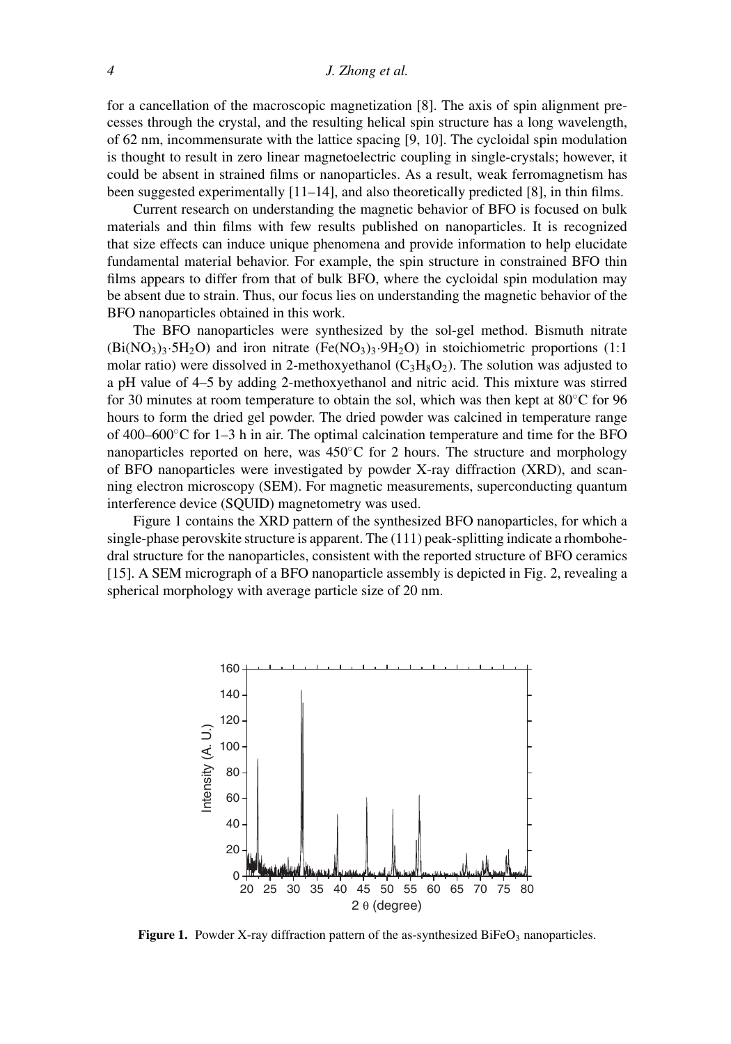for a cancellation of the macroscopic magnetization [8]. The axis of spin alignment precesses through the crystal, and the resulting helical spin structure has a long wavelength, of 62 nm, incommensurate with the lattice spacing [9, 10]. The cycloidal spin modulation is thought to result in zero linear magnetoelectric coupling in single-crystals; however, it could be absent in strained films or nanoparticles. As a result, weak ferromagnetism has been suggested experimentally [11–14], and also theoretically predicted [8], in thin films.

Current research on understanding the magnetic behavior of BFO is focused on bulk materials and thin films with few results published on nanoparticles. It is recognized that size effects can induce unique phenomena and provide information to help elucidate fundamental material behavior. For example, the spin structure in constrained BFO thin films appears to differ from that of bulk BFO, where the cycloidal spin modulation may be absent due to strain. Thus, our focus lies on understanding the magnetic behavior of the BFO nanoparticles obtained in this work.

The BFO nanoparticles were synthesized by the sol-gel method. Bismuth nitrate ($Bi(NO_3)_3 \cdot 5H_2O$) and iron nitrate ($Fe(NO_3)_3 \cdot 9H_2O$) in stoichiometric proportions (1:1 molar ratio) were dissolved in 2-methoxyethanol ($C_3H_8O_2$). The solution was adjusted to a pH value of 4–5 by adding 2-methoxyethanol and nitric acid. This mixture was stirred for 30 minutes at room temperature to obtain the sol, which was then kept at 80°C for 96 hours to form the dried gel powder. The dried powder was calcined in temperature range of 400–600°C for 1–3 h in air. The optimal calcination temperature and time for the BFO nanoparticles reported on here, was 450°C for 2 hours. The structure and morphology of BFO nanoparticles were investigated by powder X-ray diffraction (XRD), and scanning electron microscopy (SEM). For magnetic measurements, superconducting quantum interference device (SQUID) magnetometry was used.

Figure 1 contains the XRD pattern of the synthesized BFO nanoparticles, for which a single-phase perovskite structure is apparent. The (111) peak-splitting indicate a rhombohedral structure for the nanoparticles, consistent with the reported structure of BFO ceramics [15]. A SEM micrograph of a BFO nanoparticle assembly is depicted in Fig. 2, revealing a spherical morphology with average particle size of 20 nm.

**Figure 1.** Powder X-ray diffraction pattern of the as-synthesized $BiFeO_3$ nanoparticles.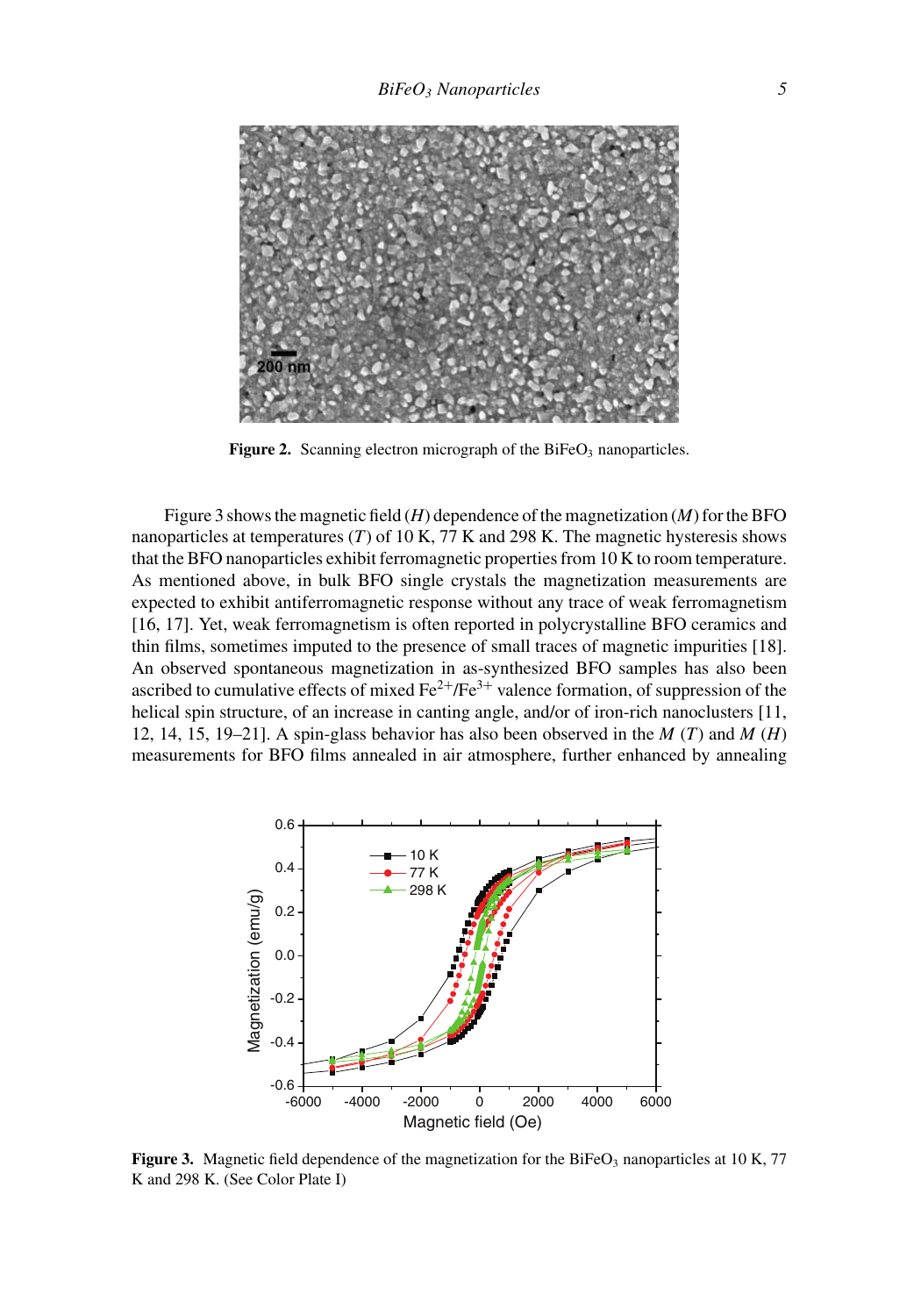**Figure 2.** Scanning electron micrograph of the $BiFeO_3$ nanoparticles.

Figure 3 shows the magnetic field ($H$) dependence of the magnetization ($M$) for the BFO nanoparticles at temperatures ($T$) of 10 K, 77 K and 298 K. The magnetic hysteresis shows that the BFO nanoparticles exhibit ferromagnetic properties from 10 K to room temperature. As mentioned above, in bulk BFO single crystals the magnetization measurements are expected to exhibit antiferromagnetic response without any trace of weak ferromagnetism [16, 17]. Yet, weak ferromagnetism is often reported in polycrystalline BFO ceramics and thin films, sometimes imputed to the presence of small traces of magnetic impurities [18]. An observed spontaneous magnetization in as-synthesized BFO samples has also been ascribed to cumulative effects of mixed $Fe^{2+}$/$Fe^{3+}$ valence formation, of suppression of the helical spin structure, of an increase in canting angle, and/or of iron-rich nanoclusters [11, 12, 14, 15, 19–21]. A spin-glass behavior has also been observed in the $M$ ($T$) and $M$ ($H$) measurements for BFO films annealed in air atmosphere, further enhanced by annealing

**Figure 3.** Magnetic field dependence of the magnetization for the $BiFeO_3$ nanoparticles at 10 K, 77 K and 298 K. (See Color Plate I)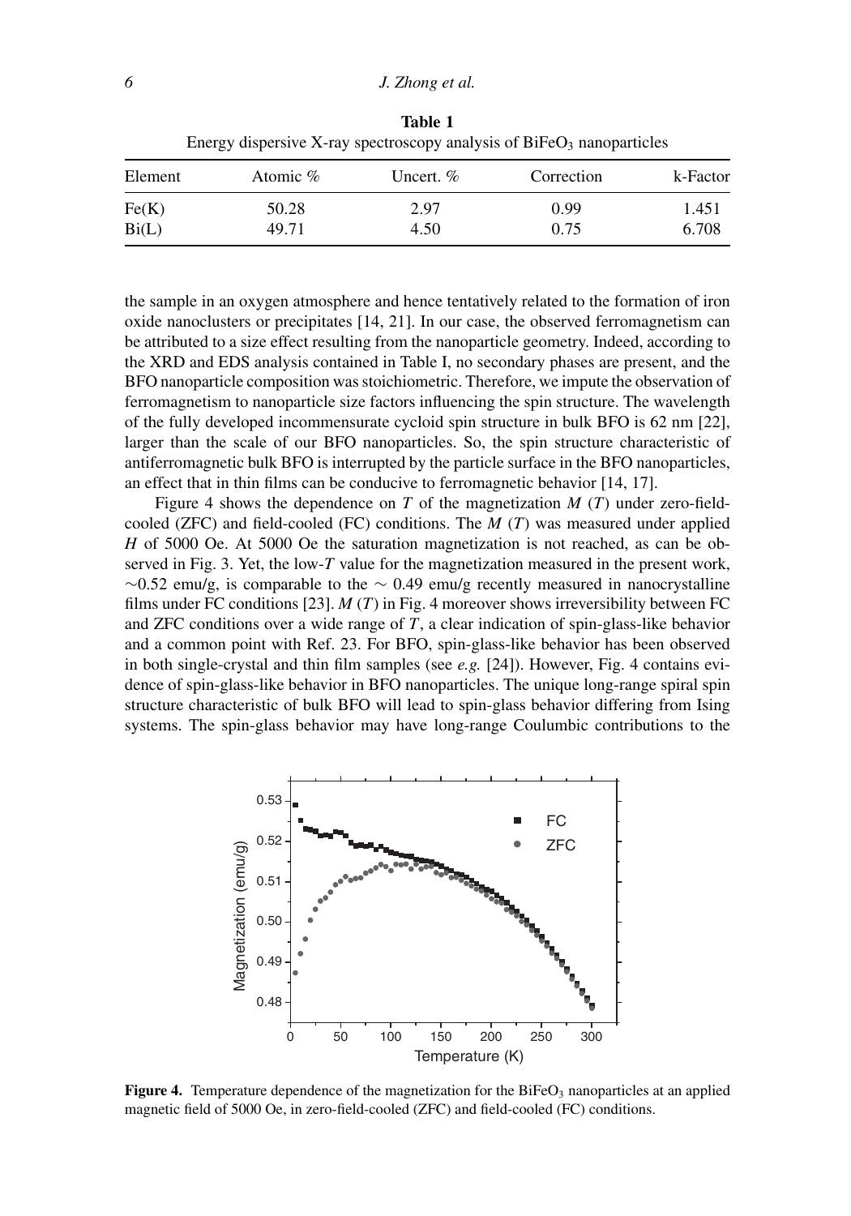**Table 1**
Energy dispersive X-ray spectroscopy analysis of $BiFeO_3$ nanoparticles

| Element | Atomic % | Uncert. % | Correction | k-Factor |
|---|---|---|---|---|
| Fe(K) | 50.28 | 2.97 | 0.99 | 1.451 |
| Bi(L) | 49.71 | 4.50 | 0.75 | 6.708 |

the sample in an oxygen atmosphere and hence tentatively related to the formation of iron oxide nanoclusters or precipitates [14, 21]. In our case, the observed ferromagnetism can be attributed to a size effect resulting from the nanoparticle geometry. Indeed, according to the XRD and EDS analysis contained in Table I, no secondary phases are present, and the BFO nanoparticle composition was stoichiometric. Therefore, we impute the observation of ferromagnetism to nanoparticle size factors influencing the spin structure. The wavelength of the fully developed incommensurate cycloid spin structure in bulk BFO is 62 nm [22], larger than the scale of our BFO nanoparticles. So, the spin structure characteristic of antiferromagnetic bulk BFO is interrupted by the particle surface in the BFO nanoparticles, an effect that in thin films can be conducive to ferromagnetic behavior [14, 17].

Figure 4 shows the dependence on $T$ of the magnetization $M$ ($T$) under zero-field-cooled (ZFC) and field-cooled (FC) conditions. The $M$ ($T$) was measured under applied $H$ of 5000 Oe. At 5000 Oe the saturation magnetization is not reached, as can be observed in Fig. 3. Yet, the low-$T$ value for the magnetization measured in the present work, $\sim$0.52 emu/g, is comparable to the $\sim$ 0.49 emu/g recently measured in nanocrystalline films under FC conditions [23]. $M$ ($T$) in Fig. 4 moreover shows irreversibility between FC and ZFC conditions over a wide range of $T$, a clear indication of spin-glass-like behavior and a common point with Ref. 23. For BFO, spin-glass-like behavior has been observed in both single-crystal and thin film samples (see *e.g.* [24]). However, Fig. 4 contains evidence of spin-glass-like behavior in BFO nanoparticles. The unique long-range spiral spin structure characteristic of bulk BFO will lead to spin-glass behavior differing from Ising systems. The spin-glass behavior may have long-range Coulumbic contributions to the

**Figure 4.** Temperature dependence of the magnetization for the $BiFeO_3$ nanoparticles at an applied magnetic field of 5000 Oe, in zero-field-cooled (ZFC) and field-cooled (FC) conditions.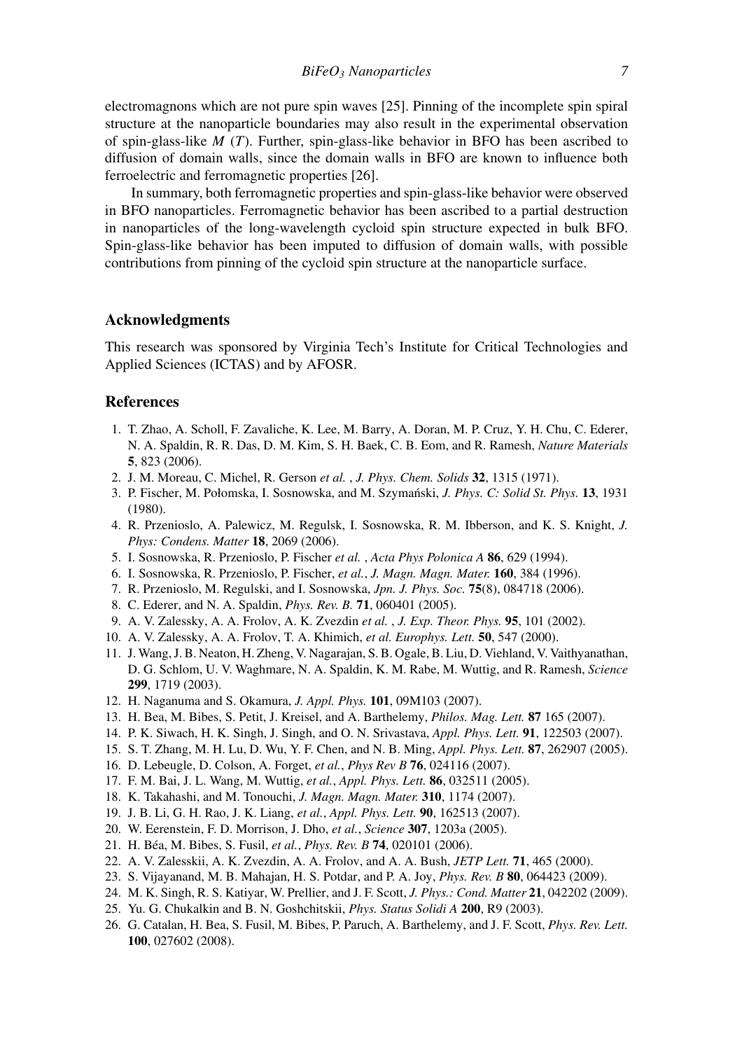electromagnons which are not pure spin waves [25]. Pinning of the incomplete spin spiral structure at the nanoparticle boundaries may also result in the experimental observation of spin-glass-like $M$ $(T)$. Further, spin-glass-like behavior in BFO has been ascribed to diffusion of domain walls, since the domain walls in BFO are known to influence both ferroelectric and ferromagnetic properties [26].

In summary, both ferromagnetic properties and spin-glass-like behavior were observed in BFO nanoparticles. Ferromagnetic behavior has been ascribed to a partial destruction in nanoparticles of the long-wavelength cycloid spin structure expected in bulk BFO. Spin-glass-like behavior has been imputed to diffusion of domain walls, with possible contributions from pinning of the cycloid spin structure at the nanoparticle surface.

## Acknowledgments

This research was sponsored by Virginia Tech's Institute for Critical Technologies and Applied Sciences (ICTAS) and by AFOSR.

## References

1. T. Zhao, A. Scholl, F. Zavaliche, K. Lee, M. Barry, A. Doran, M. P. Cruz, Y. H. Chu, C. Ederer, N. A. Spaldin, R. R. Das, D. M. Kim, S. H. Baek, C. B. Eom, and R. Ramesh, *Nature Materials* **5**, 823 (2006).
2. J. M. Moreau, C. Michel, R. Gerson *et al.* , *J. Phys. Chem. Solids* **32**, 1315 (1971).
3. P. Fischer, M. Połomska, I. Sosnowska, and M. Szymański, *J. Phys. C: Solid St. Phys.* **13**, 1931 (1980).
4. R. Przenioslo, A. Palewicz, M. Regulsk, I. Sosnowska, R. M. Ibberson, and K. S. Knight, *J. Phys: Condens. Matter* **18**, 2069 (2006).
5. I. Sosnowska, R. Przenioslo, P. Fischer *et al.* , *Acta Phys Polonica A* **86**, 629 (1994).
6. I. Sosnowska, R. Przenioslo, P. Fischer, *et al.*, *J. Magn. Magn. Mater.* **160**, 384 (1996).
7. R. Przenioslo, M. Regulski, and I. Sosnowska, *Jpn. J. Phys. Soc.* **75**(8), 084718 (2006).
8. C. Ederer, and N. A. Spaldin, *Phys. Rev. B.* **71**, 060401 (2005).
9. A. V. Zalessky, A. A. Frolov, A. K. Zvezdin *et al.* , *J. Exp. Theor. Phys.* **95**, 101 (2002).
10. A. V. Zalessky, A. A. Frolov, T. A. Khimich, *et al. Europhys. Lett.* **50**, 547 (2000).
11. J. Wang, J. B. Neaton, H. Zheng, V. Nagarajan, S. B. Ogale, B. Liu, D. Viehland, V. Vaithyanathan, D. G. Schlom, U. V. Waghmare, N. A. Spaldin, K. M. Rabe, M. Wuttig, and R. Ramesh, *Science* **299**, 1719 (2003).
12. H. Naganuma and S. Okamura, *J. Appl. Phys.* **101**, 09M103 (2007).
13. H. Bea, M. Bibes, S. Petit, J. Kreisel, and A. Barthelemy, *Philos. Mag. Lett.* **87** 165 (2007).
14. P. K. Siwach, H. K. Singh, J. Singh, and O. N. Srivastava, *Appl. Phys. Lett.* **91**, 122503 (2007).
15. S. T. Zhang, M. H. Lu, D. Wu, Y. F. Chen, and N. B. Ming, *Appl. Phys. Lett.* **87**, 262907 (2005).
16. D. Lebeugle, D. Colson, A. Forget, *et al.*, *Phys Rev B* **76**, 024116 (2007).
17. F. M. Bai, J. L. Wang, M. Wuttig, *et al.*, *Appl. Phys. Lett.* **86**, 032511 (2005).
18. K. Takahashi, and M. Tonouchi, *J. Magn. Magn. Mater.* **310**, 1174 (2007).
19. J. B. Li, G. H. Rao, J. K. Liang, *et al.*, *Appl. Phys. Lett.* **90**, 162513 (2007).
20. W. Eerenstein, F. D. Morrison, J. Dho, *et al.*, *Science* **307**, 1203a (2005).
21. H. Béa, M. Bibes, S. Fusil, *et al.*, *Phys. Rev. B* **74**, 020101 (2006).
22. A. V. Zalesskii, A. K. Zvezdin, A. A. Frolov, and A. A. Bush, *JETP Lett.* **71**, 465 (2000).
23. S. Vijayanand, M. B. Mahajan, H. S. Potdar, and P. A. Joy, *Phys. Rev. B* **80**, 064423 (2009).
24. M. K. Singh, R. S. Katiyar, W. Prellier, and J. F. Scott, *J. Phys.: Cond. Matter* **21**, 042202 (2009).
25. Yu. G. Chukalkin and B. N. Goshchitskii, *Phys. Status Solidi A* **200**, R9 (2003).
26. G. Catalan, H. Bea, S. Fusil, M. Bibes, P. Paruch, A. Barthelemy, and J. F. Scott, *Phys. Rev. Lett.* **100**, 027602 (2008).